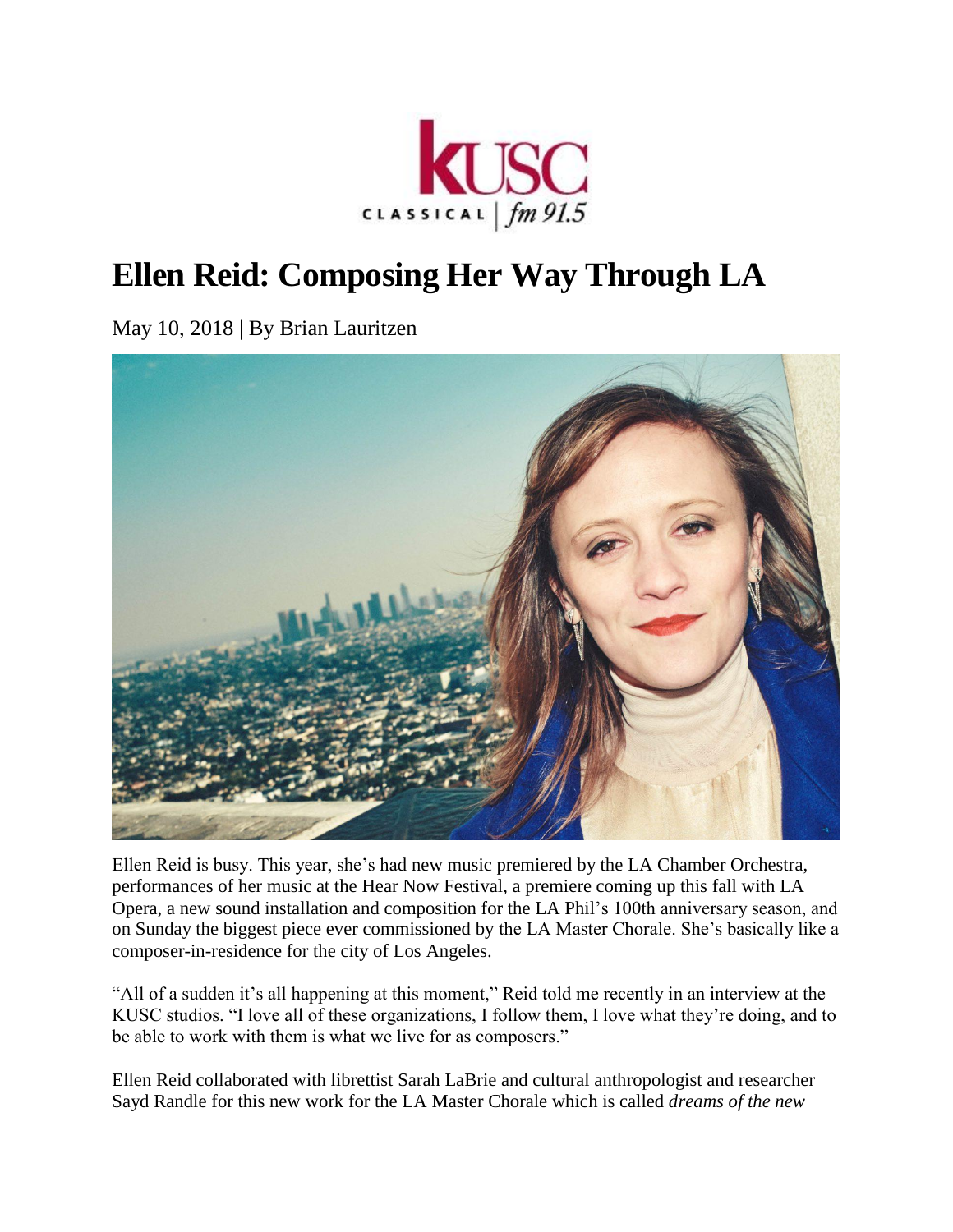KUSC CLASSICAL | fm 91.5

# Ellen Reid: Composing Her Way Through LA

May 10, 2018 | By Brian Lauritzen

Ellen Reid is busy. This year, she's had new music premiered by the LA Chamber Orchestra, performances of her music at the Hear Now Festival, a premiere coming up this fall with LA Opera, a new sound installation and composition for the LA Phil's 100th anniversary season, and on Sunday the biggest piece ever commissioned by the LA Master Chorale. She's basically like a composer-in-residence for the city of Los Angeles.

"All of a sudden it's all happening at this moment," Reid told me recently in an interview at the KUSC studios. "I love all of these organizations, I follow them, I love what they're doing, and to be able to work with them is what we live for as composers."

Ellen Reid collaborated with librettist Sarah LaBrie and cultural anthropologist and researcher Sayd Randle for this new work for the LA Master Chorale which is called *dreams of the new*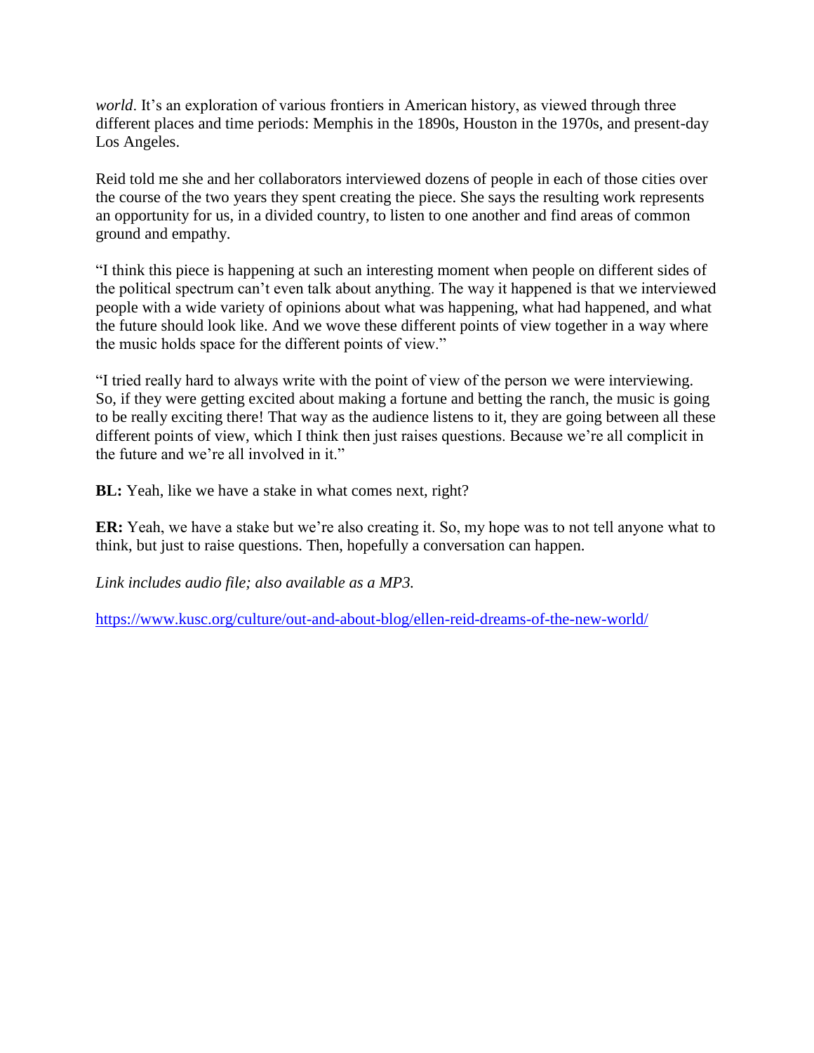*world*. It's an exploration of various frontiers in American history, as viewed through three different places and time periods: Memphis in the 1890s, Houston in the 1970s, and present-day Los Angeles.

Reid told me she and her collaborators interviewed dozens of people in each of those cities over the course of the two years they spent creating the piece. She says the resulting work represents an opportunity for us, in a divided country, to listen to one another and find areas of common ground and empathy.

"I think this piece is happening at such an interesting moment when people on different sides of the political spectrum can't even talk about anything. The way it happened is that we interviewed people with a wide variety of opinions about what was happening, what had happened, and what the future should look like. And we wove these different points of view together in a way where the music holds space for the different points of view."

"I tried really hard to always write with the point of view of the person we were interviewing. So, if they were getting excited about making a fortune and betting the ranch, the music is going to be really exciting there! That way as the audience listens to it, they are going between all these different points of view, which I think then just raises questions. Because we're all complicit in the future and we're all involved in it."

**BL:** Yeah, like we have a stake in what comes next, right?

**ER:** Yeah, we have a stake but we're also creating it. So, my hope was to not tell anyone what to think, but just to raise questions. Then, hopefully a conversation can happen.

*Link includes audio file; also available as a MP3.*

https://www.kusc.org/culture/out-and-about-blog/ellen-reid-dreams-of-the-new-world/